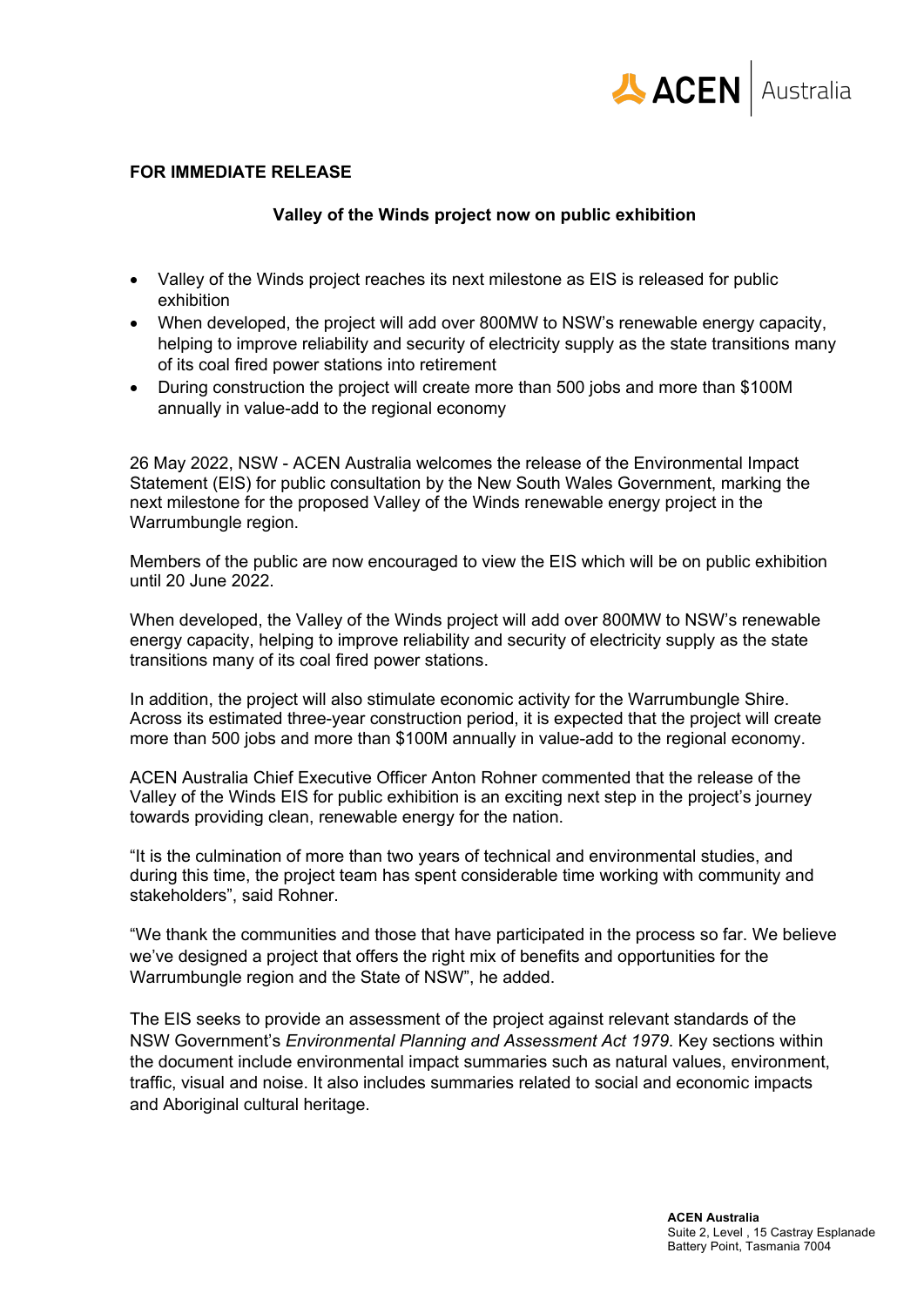ACEN Australia

**FOR IMMEDIATE RELEASE**

## Valley of the Winds project now on public exhibition

- Valley of the Winds project reaches its next milestone as EIS is released for public exhibition
- When developed, the project will add over 800MW to NSW's renewable energy capacity, helping to improve reliability and security of electricity supply as the state transitions many of its coal fired power stations into retirement
- During construction the project will create more than 500 jobs and more than $100M annually in value-add to the regional economy

26 May 2022, NSW - ACEN Australia welcomes the release of the Environmental Impact Statement (EIS) for public consultation by the New South Wales Government, marking the next milestone for the proposed Valley of the Winds renewable energy project in the Warrumbungle region.

Members of the public are now encouraged to view the EIS which will be on public exhibition until 20 June 2022.

When developed, the Valley of the Winds project will add over 800MW to NSW's renewable energy capacity, helping to improve reliability and security of electricity supply as the state transitions many of its coal fired power stations.

In addition, the project will also stimulate economic activity for the Warrumbungle Shire. Across its estimated three-year construction period, it is expected that the project will create more than 500 jobs and more than $100M annually in value-add to the regional economy.

ACEN Australia Chief Executive Officer Anton Rohner commented that the release of the Valley of the Winds EIS for public exhibition is an exciting next step in the project's journey towards providing clean, renewable energy for the nation.

"It is the culmination of more than two years of technical and environmental studies, and during this time, the project team has spent considerable time working with community and stakeholders", said Rohner.

"We thank the communities and those that have participated in the process so far. We believe we've designed a project that offers the right mix of benefits and opportunities for the Warrumbungle region and the State of NSW", he added.

The EIS seeks to provide an assessment of the project against relevant standards of the NSW Government's *Environmental Planning and Assessment Act 1979*. Key sections within the document include environmental impact summaries such as natural values, environment, traffic, visual and noise. It also includes summaries related to social and economic impacts and Aboriginal cultural heritage.

**ACEN Australia**
Suite 2, Level , 15 Castray Esplanade
Battery Point, Tasmania 7004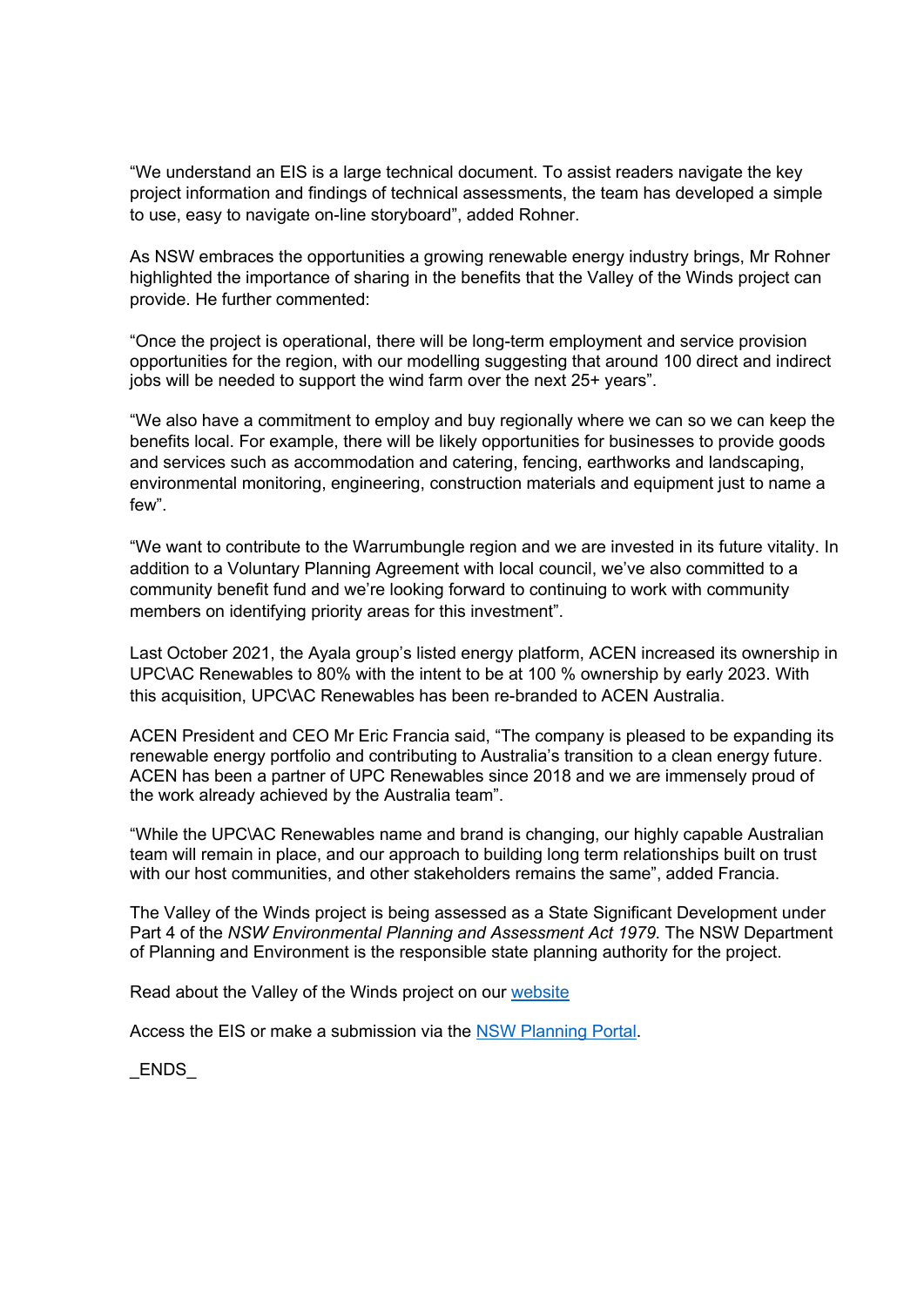“We understand an EIS is a large technical document. To assist readers navigate the key project information and findings of technical assessments, the team has developed a simple to use, easy to navigate on-line storyboard”, added Rohner.

As NSW embraces the opportunities a growing renewable energy industry brings, Mr Rohner highlighted the importance of sharing in the benefits that the Valley of the Winds project can provide. He further commented:

“Once the project is operational, there will be long-term employment and service provision opportunities for the region, with our modelling suggesting that around 100 direct and indirect jobs will be needed to support the wind farm over the next 25+ years”.

“We also have a commitment to employ and buy regionally where we can so we can keep the benefits local. For example, there will be likely opportunities for businesses to provide goods and services such as accommodation and catering, fencing, earthworks and landscaping, environmental monitoring, engineering, construction materials and equipment just to name a few”.

“We want to contribute to the Warrumbungle region and we are invested in its future vitality. In addition to a Voluntary Planning Agreement with local council, we’ve also committed to a community benefit fund and we’re looking forward to continuing to work with community members on identifying priority areas for this investment”.

Last October 2021, the Ayala group’s listed energy platform, ACEN increased its ownership in UPC\AC Renewables to 80% with the intent to be at 100 % ownership by early 2023. With this acquisition, UPC\AC Renewables has been re-branded to ACEN Australia.

ACEN President and CEO Mr Eric Francia said, “The company is pleased to be expanding its renewable energy portfolio and contributing to Australia’s transition to a clean energy future. ACEN has been a partner of UPC Renewables since 2018 and we are immensely proud of the work already achieved by the Australia team”.

“While the UPC\AC Renewables name and brand is changing, our highly capable Australian team will remain in place, and our approach to building long term relationships built on trust with our host communities, and other stakeholders remains the same”, added Francia.

The Valley of the Winds project is being assessed as a State Significant Development under Part 4 of the *NSW Environmental Planning and Assessment Act 1979*. The NSW Department of Planning and Environment is the responsible state planning authority for the project.

Read about the Valley of the Winds project on our website

Access the EIS or make a submission via the NSW Planning Portal.

_ENDS_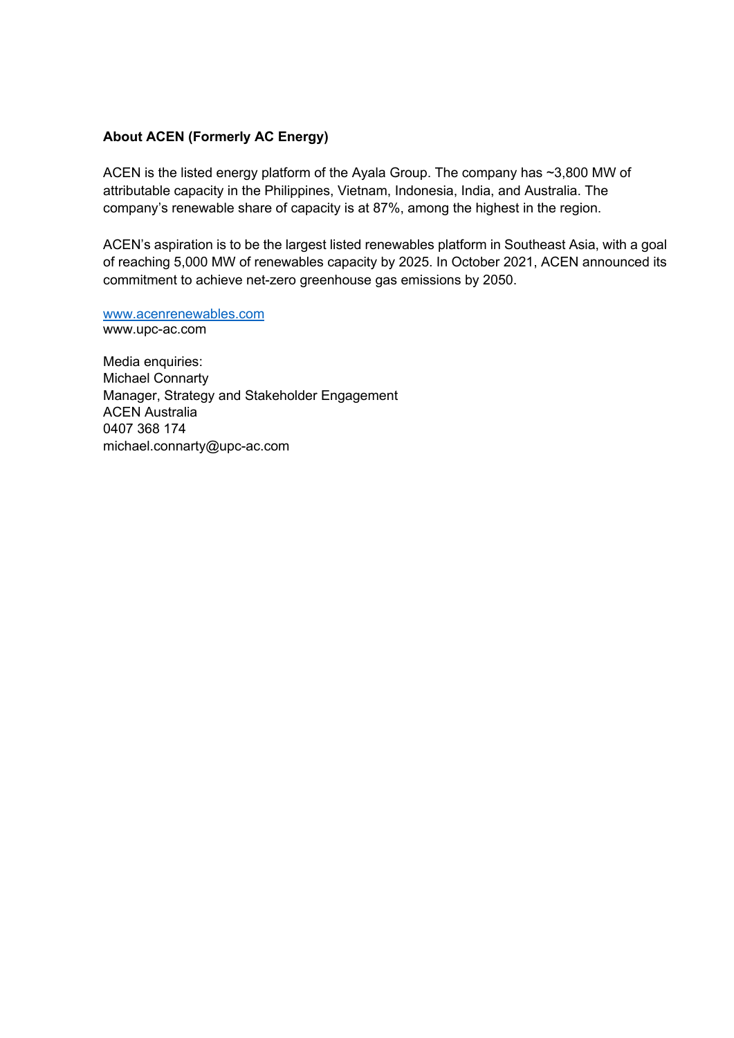**About ACEN (Formerly AC Energy)**

ACEN is the listed energy platform of the Ayala Group. The company has ~3,800 MW of attributable capacity in the Philippines, Vietnam, Indonesia, India, and Australia. The company's renewable share of capacity is at 87%, among the highest in the region.

ACEN's aspiration is to be the largest listed renewables platform in Southeast Asia, with a goal of reaching 5,000 MW of renewables capacity by 2025. In October 2021, ACEN announced its commitment to achieve net-zero greenhouse gas emissions by 2050.

[www.acenrenewables.com](http://www.acenrenewables.com)
www.upc-ac.com

Media enquiries:
Michael Connarty
Manager, Strategy and Stakeholder Engagement
ACEN Australia
0407 368 174
michael.connarty@upc-ac.com